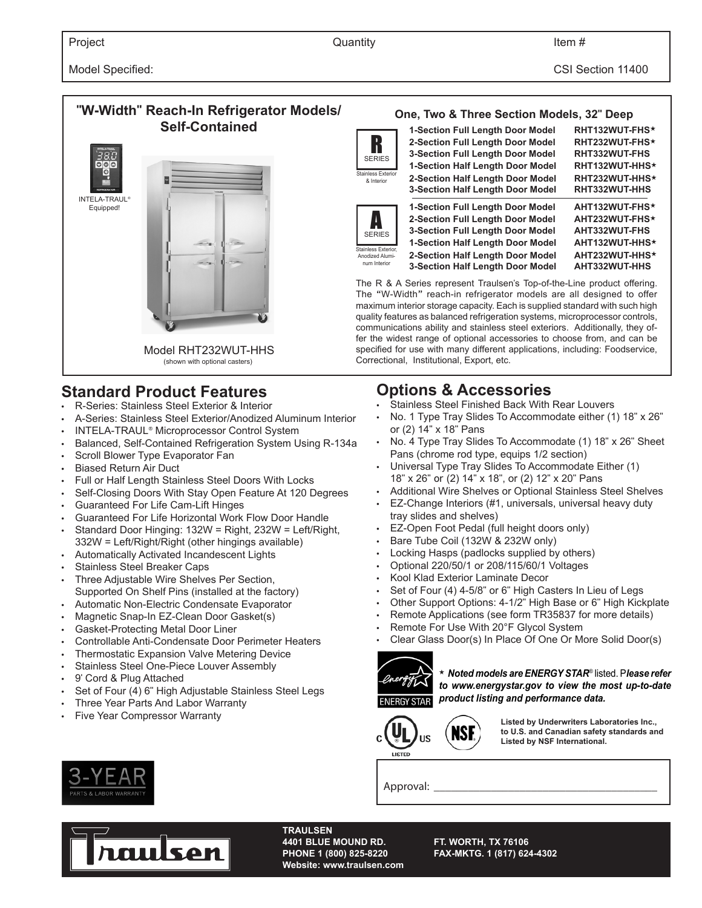| Project | Quantity | Item # |
|---|---|---|
| Model Specified: | | CSI Section 11400 |

# "W-Width" Reach-In Refrigerator Models/ Self-Contained

INTELA-TRAUL® Equipped!

Model RHT232WUT-HHS
(shown with optional casters)

## One, Two & Three Section Models, 32" Deep

**R SERIES** — Stainless Exterior & Interior

| Model Description | Model |
|---|---|
| 1-Section Full Length Door Model | RHT132WUT-FHS* |
| 2-Section Full Length Door Model | RHT232WUT-FHS* |
| 3-Section Full Length Door Model | RHT332WUT-FHS |
| 1-Section Half Length Door Model | RHT132WUT-HHS* |
| 2-Section Half Length Door Model | RHT232WUT-HHS* |
| 3-Section Half Length Door Model | RHT332WUT-HHS |

**A SERIES** — Stainless Exterior, Anodized Aluminum Interior

| Model Description | Model |
|---|---|
| 1-Section Full Length Door Model | AHT132WUT-FHS* |
| 2-Section Full Length Door Model | AHT232WUT-FHS* |
| 3-Section Full Length Door Model | AHT332WUT-FHS |
| 1-Section Half Length Door Model | AHT132WUT-HHS* |
| 2-Section Half Length Door Model | AHT232WUT-HHS* |
| 3-Section Half Length Door Model | AHT332WUT-HHS |

The R & A Series represent Traulsen's Top-of-the-Line product offering. The "W-Width" reach-in refrigerator models are all designed to offer maximum interior storage capacity. Each is supplied standard with such high quality features as balanced refrigeration systems, microprocessor controls, communications ability and stainless steel exteriors. Additionally, they offer the widest range of optional accessories to choose from, and can be specified for use with many different applications, including: Foodservice, Correctional, Institutional, Export, etc.

## Standard Product Features

- R-Series: Stainless Steel Exterior & Interior
- A-Series: Stainless Steel Exterior/Anodized Aluminum Interior
- INTELA-TRAUL® Microprocessor Control System
- Balanced, Self-Contained Refrigeration System Using R-134a
- Scroll Blower Type Evaporator Fan
- Biased Return Air Duct
- Full or Half Length Stainless Steel Doors With Locks
- Self-Closing Doors With Stay Open Feature At 120 Degrees
- Guaranteed For Life Cam-Lift Hinges
- Guaranteed For Life Horizontal Work Flow Door Handle
- Standard Door Hinging: 132W = Right, 232W = Left/Right, 332W = Left/Right/Right (other hingings available)
- Automatically Activated Incandescent Lights
- Stainless Steel Breaker Caps
- Three Adjustable Wire Shelves Per Section, Supported On Shelf Pins (installed at the factory)
- Automatic Non-Electric Condensate Evaporator
- Magnetic Snap-In EZ-Clean Door Gasket(s)
- Gasket-Protecting Metal Door Liner
- Controllable Anti-Condensate Door Perimeter Heaters
- Thermostatic Expansion Valve Metering Device
- Stainless Steel One-Piece Louver Assembly
- 9' Cord & Plug Attached
- Set of Four (4) 6" High Adjustable Stainless Steel Legs
- Three Year Parts And Labor Warranty
- Five Year Compressor Warranty

3-YEAR PARTS & LABOR WARRANTY

## Options & Accessories

- Stainless Steel Finished Back With Rear Louvers
- No. 1 Type Tray Slides To Accommodate either (1) 18" x 26" or (2) 14" x 18" Pans
- No. 4 Type Tray Slides To Accommodate (1) 18" x 26" Sheet Pans (chrome rod type, equips 1/2 section)
- Universal Type Tray Slides To Accommodate Either (1) 18" x 26" or (2) 14" x 18", or (2) 12" x 20" Pans
- Additional Wire Shelves or Optional Stainless Steel Shelves
- EZ-Change Interiors (#1, universals, universal heavy duty tray slides and shelves)
- EZ-Open Foot Pedal (full height doors only)
- Bare Tube Coil (132W & 232W only)
- Locking Hasps (padlocks supplied by others)
- Optional 220/50/1 or 208/115/60/1 Voltages
- Kool Klad Exterior Laminate Decor
- Set of Four (4) 4-5/8" or 6" High Casters In Lieu of Legs
- Other Support Options: 4-1/2" High Base or 6" High Kickplate
- Remote Applications (see form TR35837 for more details)
- Remote For Use With 20°F Glycol System
- Clear Glass Door(s) In Place Of One Or More Solid Door(s)

*\* **Noted models are ENERGY STAR® listed. Please refer to www.energystar.gov to view the most up-to-date product listing and performance data.***

**Listed by Underwriters Laboratories Inc., to U.S. and Canadian safety standards and Listed by NSF International.**

Approval: ________________________________________

**TRAULSEN**
**4401 BLUE MOUND RD.** **FT. WORTH, TX 76106**
**PHONE 1 (800) 825-8220** **FAX-MKTG. 1 (817) 624-4302**
**Website: www.traulsen.com**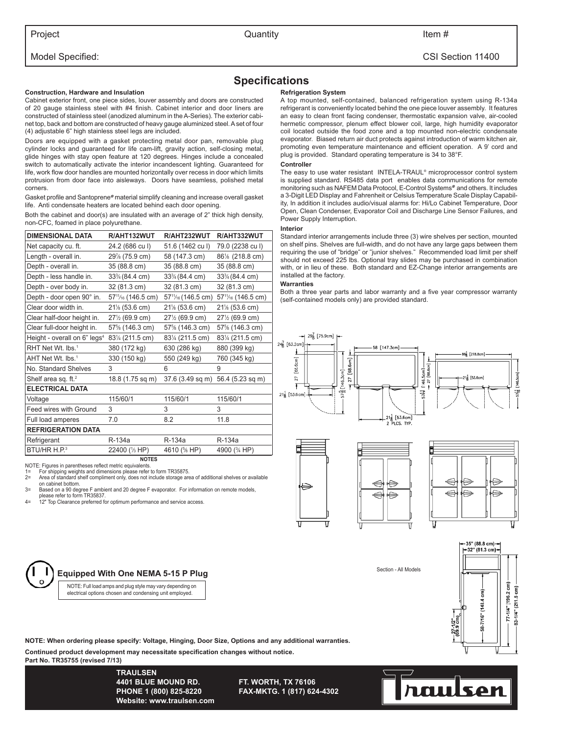| Project | Quantity | Item # |
|---|---|---|
| Model Specified: | | CSI Section 11400 |

# Specifications

**Construction, Hardware and Insulation**

Cabinet exterior front, one piece sides, louver assembly and doors are constructed of 20 gauge stainless steel with #4 finish. Cabinet interior and door liners are constructed of stainless steel (anodized aluminum in the A-Series). The exterior cabinet top, back and bottom are constructed of heavy gauge aluminized steel. A set of four (4) adjustable 6" high stainless steel legs are included.

Doors are equipped with a gasket protecting metal door pan, removable plug cylinder locks and guaranteed for life cam-lift, gravity action, self-closing metal, glide hinges with stay open feature at 120 degrees. Hinges include a concealed switch to automatically activate the interior incandescent lighting. Guaranteed for life, work flow door handles are mounted horizontally over recess in door which limits protrusion from door face into aisleways. Doors have seamless, polished metal corners.

Gasket profile and Santoprene® material simplify cleaning and increase overall gasket life. Anti condensate heaters are located behind each door opening.

Both the cabinet and door(s) are insulated with an average of 2" thick high density, non-CFC, foamed in place polyurethane.

| DIMENSIONAL DATA | R/AHT132WUT | R/AHT232WUT | R/AHT332WUT |
|---|---|---|---|
| Net capacity cu. ft. | 24.2 (686 cu l) | 51.6 (1462 cu l) | 79.0 (2238 cu l) |
| Length - overall in. | 29⅞ (75.9 cm) | 58 (147.3 cm) | 86⅛ (218.8 cm) |
| Depth - overall in. | 35 (88.8 cm) | 35 (88.8 cm) | 35 (88.8 cm) |
| Depth - less handle in. | 33¾ (84.4 cm) | 33¾ (84.4 cm) | 33¾ (84.4 cm) |
| Depth - over body in. | 32 (81.3 cm) | 32 (81.3 cm) | 32 (81.3 cm) |
| Depth - door open 90° in. | 57¹¹⁄₁₆ (146.5 cm) | 57¹¹⁄₁₆ (146.5 cm) | 57¹¹⁄₁₆ (146.5 cm) |
| Clear door width in. | 21⅛ (53.6 cm) | 21⅛ (53.6 cm) | 21⅛ (53.6 cm) |
| Clear half-door height in. | 27½ (69.9 cm) | 27½ (69.9 cm) | 27½ (69.9 cm) |
| Clear full-door height in. | 57⅝ (146.3 cm) | 57⅝ (146.3 cm) | 57⅝ (146.3 cm) |
| Height - overall on 6" legs[4] | 83¼ (211.5 cm) | 83¼ (211.5 cm) | 83¼ (211.5 cm) |
| RHT Net Wt. lbs.[1] | 380 (172 kg) | 630 (286 kg) | 880 (399 kg) |
| AHT Net Wt. lbs.[1] | 330 (150 kg) | 550 (249 kg) | 760 (345 kg) |
| No. Standard Shelves | 3 | 6 | 9 |
| Shelf area sq. ft.[2] | 18.8 (1.75 sq m) | 37.6 (3.49 sq m) | 56.4 (5.23 sq m) |
| **ELECTRICAL DATA** | | | |
| Voltage | 115/60/1 | 115/60/1 | 115/60/1 |
| Feed wires with Ground | 3 | 3 | 3 |
| Full load amperes | 7.0 | 8.2 | 11.8 |
| **REFRIGERATION DATA** | | | |
| Refrigerant | R-134a | R-134a | R-134a |
| BTU/HR H.P.[3] | 22400 (⅓ HP) | 4610 (⅝ HP) | 4900 (¾ HP) |

**NOTES**

NOTE: Figures in parentheses reflect metric equivalents.
1= For shipping weights and dimensions please refer to form TR35875.
2= Area of standard shelf compliment only, does not include storage area of additional shelves or available on cabinet bottom.
3= Based on a 90 degree F ambient and 20 degree F evaporator. For information on remote models, please refer to form TR35837.
4= 12" Top Clearance preferred for optimum performance and service access.

**Refrigeration System**

A top mounted, self-contained, balanced refrigeration system using R-134a refrigerant is conveniently located behind the one piece louver assembly. It features an easy to clean front facing condenser, thermostatic expansion valve, air-cooled hermetic compressor, plenum effect blower coil, large, high humidity evaporator coil located outside the food zone and a top mounted non-electric condensate evaporator. Biased return air duct protects against introduction of warm kitchen air, promoting even temperature maintenance and efficient operation. A 9' cord and plug is provided. Standard operating temperature is 34 to 38°F.

**Controller**

The easy to use water resistant INTELA-TRAUL® microprocessor control system is supplied standard. RS485 data port enables data communications for remote monitoring such as NAFEM Data Protocol, E-Control Systems® and others. It includes a 3-Digit LED Display and Fahrenheit or Celsius Temperature Scale Display Capability, In addition it includes audio/visual alarms for: Hi/Lo Cabinet Temperature, Door Open, Clean Condenser, Evaporator Coil and Discharge Line Sensor Failures, and Power Supply Interruption.

**Interior**

Standard interior arrangements include three (3) wire shelves per section, mounted on shelf pins. Shelves are full-width, and do not have any large gaps between them requiring the use of "bridge" or "junior shelves." Recommended load limit per shelf should not exceed 225 lbs. Optional tray slides may be purchased in combination with, or in lieu of these. Both standard and EZ-Change interior arrangements are installed at the factory.

**Warranties**

Both a three year parts and labor warranty and a five year compressor warranty (self-contained models only) are provided standard.

29⅞ [75.9cm]
24⅞ [63.2cm]
27 [68.6cm]
21⅛ [53.6cm]
57⅝ [146.3cm]
58 [147.3cm]
27 [68.6cm]
21⅛ [53.6cm]
2 PLCS. TYP.
57⅝ [146.5cm]
27 [68.6cm]
86⅛ [218.8cm]
21⅛ [53.6cm]
57⅝ [146.5cm]

Section - All Models

35" (88.8 cm)
32" (81.3 cm)
27-1/2" (69.9 cm)
58-7/16" (148.4 cm)
77-1/4" (196.2 cm)
83-1/4" (211.5 cm)

**Equipped With One NEMA 5-15 P Plug**

NOTE: Full load amps and plug style may vary depending on electrical options chosen and condensing unit employed.

**NOTE: When ordering please specify: Voltage, Hinging, Door Size, Options and any additional warranties.**

**Continued product development may necessitate specification changes without notice.**
**Part No. TR35755 (revised 7/13)**

**TRAULSEN**
**4401 BLUE MOUND RD.** **FT. WORTH, TX 76106**
**PHONE 1 (800) 825-8220** **FAX-MKTG. 1 (817) 624-4302**
**Website: www.traulsen.com**

Traulsen